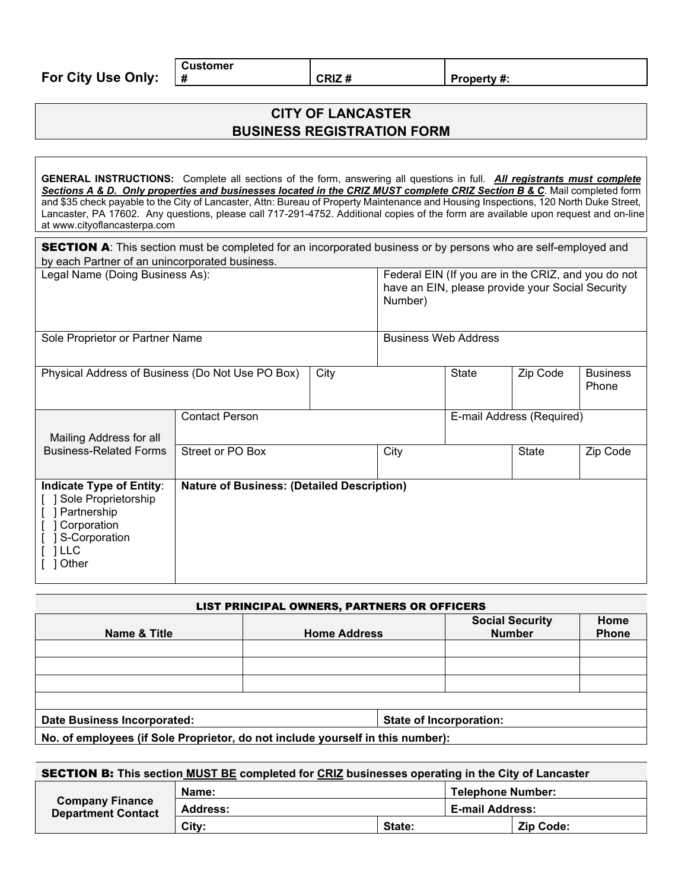**For City Use Only:**

| Customer # | CRIZ # | Property #: |
|---|---|---|

# CITY OF LANCASTER
# BUSINESS REGISTRATION FORM

**GENERAL INSTRUCTIONS:** Complete all sections of the form, answering all questions in full. ***All registrants must complete Sections A & D. Only properties and businesses located in the CRIZ MUST complete CRIZ Section B & C***. Mail completed form and $35 check payable to the City of Lancaster, Attn: Bureau of Property Maintenance and Housing Inspections, 120 North Duke Street, Lancaster, PA 17602. Any questions, please call 717-291-4752. Additional copies of the form are available upon request and on-line at www.cityoflancasterpa.com

**SECTION A**: This section must be completed for an incorporated business or by persons who are self-employed and by each Partner of an unincorporated business.

| Legal Name (Doing Business As): | Federal EIN (If you are in the CRIZ, and you do not have an EIN, please provide your Social Security Number) |
|---|---|
| Sole Proprietor or Partner Name | Business Web Address |

| Physical Address of Business (Do Not Use PO Box) | City | State | Zip Code | Business Phone |
|---|---|---|---|---|

| Mailing Address for all Business-Related Forms | Contact Person | | E-mail Address (Required) | |
|---|---|---|---|---|
| | Street or PO Box | City | State | Zip Code |

**Indicate Type of Entity**:
[ ] Sole Proprietorship
[ ] Partnership
[ ] Corporation
[ ] S-Corporation
[ ] LLC
[ ] Other

**Nature of Business: (Detailed Description)**

**LIST PRINCIPAL OWNERS, PARTNERS OR OFFICERS**

| Name & Title | Home Address | Social Security Number | Home Phone |
|---|---|---|---|
| | | | |
| | | | |
| | | | |

| **Date Business Incorporated:** | **State of Incorporation:** |
|---|---|

**No. of employees (if Sole Proprietor, do not include yourself in this number):**

**SECTION B: This section MUST BE completed for CRIZ businesses operating in the City of Lancaster**

| Company Finance Department Contact | Name: | | Telephone Number: |
|---|---|---|---|
| | Address: | | E-mail Address: |
| | City: | State: | Zip Code: |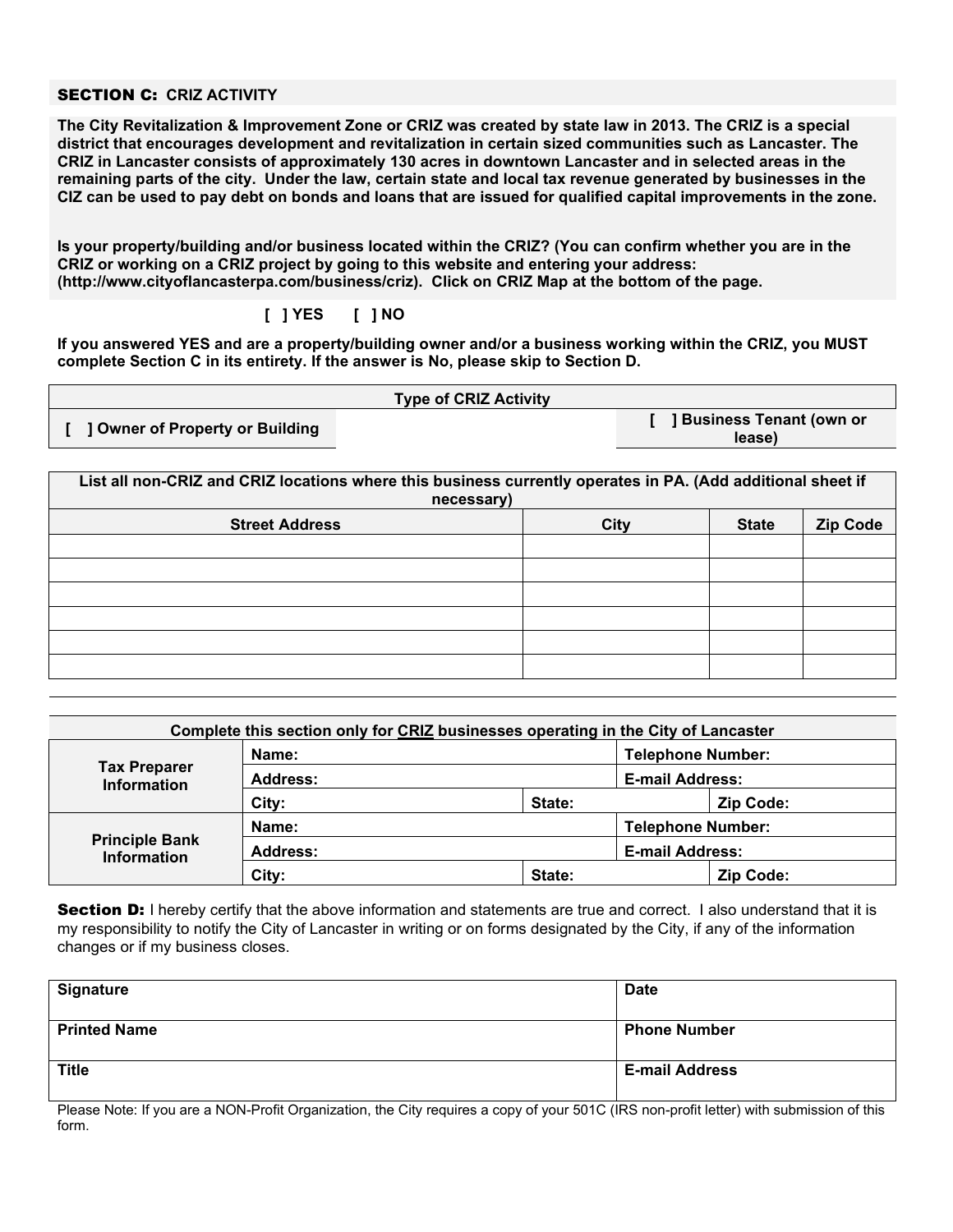## SECTION C: CRIZ ACTIVITY

**The City Revitalization & Improvement Zone or CRIZ was created by state law in 2013. The CRIZ is a special district that encourages development and revitalization in certain sized communities such as Lancaster. The CRIZ in Lancaster consists of approximately 130 acres in downtown Lancaster and in selected areas in the remaining parts of the city. Under the law, certain state and local tax revenue generated by businesses in the CIZ can be used to pay debt on bonds and loans that are issued for qualified capital improvements in the zone.**

**Is your property/building and/or business located within the CRIZ? (You can confirm whether you are in the CRIZ or working on a CRIZ project by going to this website and entering your address: (http://www.cityoflancasterpa.com/business/criz). Click on CRIZ Map at the bottom of the page.**

**[ ] YES [ ] NO**

**If you answered YES and are a property/building owner and/or a business working within the CRIZ, you MUST complete Section C in its entirety. If the answer is No, please skip to Section D.**

| Type of CRIZ Activity | |
|---|---|
| [ ] Owner of Property or Building | [ ] Business Tenant (own or lease) |

| List all non-CRIZ and CRIZ locations where this business currently operates in PA. (Add additional sheet if necessary) | | | |
|---|---|---|---|
| **Street Address** | **City** | **State** | **Zip Code** |
| | | | |
| | | | |
| | | | |
| | | | |
| | | | |
| | | | |

| Complete this section only for CRIZ businesses operating in the City of Lancaster | | | |
|---|---|---|---|
| **Tax Preparer Information** | Name: | | Telephone Number: |
| | Address: | | E-mail Address: |
| | City: | State: | Zip Code: |
| **Principle Bank Information** | Name: | | Telephone Number: |
| | Address: | | E-mail Address: |
| | City: | State: | Zip Code: |

**Section D:** I hereby certify that the above information and statements are true and correct. I also understand that it is my responsibility to notify the City of Lancaster in writing or on forms designated by the City, if any of the information changes or if my business closes.

| | |
|---|---|
| **Signature** | **Date** |
| **Printed Name** | **Phone Number** |
| **Title** | **E-mail Address** |

Please Note: If you are a NON-Profit Organization, the City requires a copy of your 501C (IRS non-profit letter) with submission of this form.